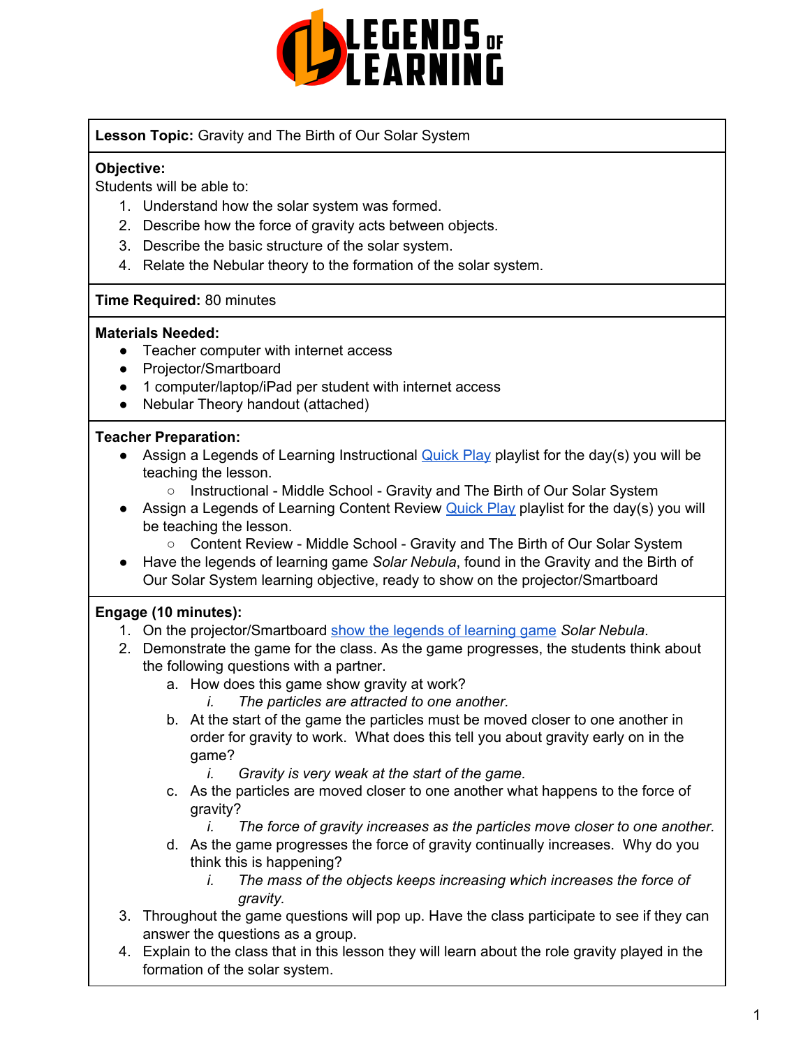**Lesson Topic:** Gravity and The Birth of Our Solar System

**Objective:**
Students will be able to:

1. Understand how the solar system was formed.
2. Describe how the force of gravity acts between objects.
3. Describe the basic structure of the solar system.
4. Relate the Nebular theory to the formation of the solar system.

**Time Required:** 80 minutes

**Materials Needed:**

- Teacher computer with internet access
- Projector/Smartboard
- 1 computer/laptop/iPad per student with internet access
- Nebular Theory handout (attached)

**Teacher Preparation:**

- Assign a Legends of Learning Instructional Quick Play playlist for the day(s) you will be teaching the lesson.
  - Instructional - Middle School - Gravity and The Birth of Our Solar System
- Assign a Legends of Learning Content Review Quick Play playlist for the day(s) you will be teaching the lesson.
  - Content Review - Middle School - Gravity and The Birth of Our Solar System
- Have the legends of learning game *Solar Nebula*, found in the Gravity and the Birth of Our Solar System learning objective, ready to show on the projector/Smartboard

**Engage (10 minutes):**

1. On the projector/Smartboard show the legends of learning game *Solar Nebula*.
2. Demonstrate the game for the class. As the game progresses, the students think about the following questions with a partner.
   a. How does this game show gravity at work?
      i. *The particles are attracted to one another.*
   b. At the start of the game the particles must be moved closer to one another in order for gravity to work. What does this tell you about gravity early on in the game?
      i. *Gravity is very weak at the start of the game.*
   c. As the particles are moved closer to one another what happens to the force of gravity?
      i. *The force of gravity increases as the particles move closer to one another.*
   d. As the game progresses the force of gravity continually increases. Why do you think this is happening?
      i. *The mass of the objects keeps increasing which increases the force of gravity.*
3. Throughout the game questions will pop up. Have the class participate to see if they can answer the questions as a group.
4. Explain to the class that in this lesson they will learn about the role gravity played in the formation of the solar system.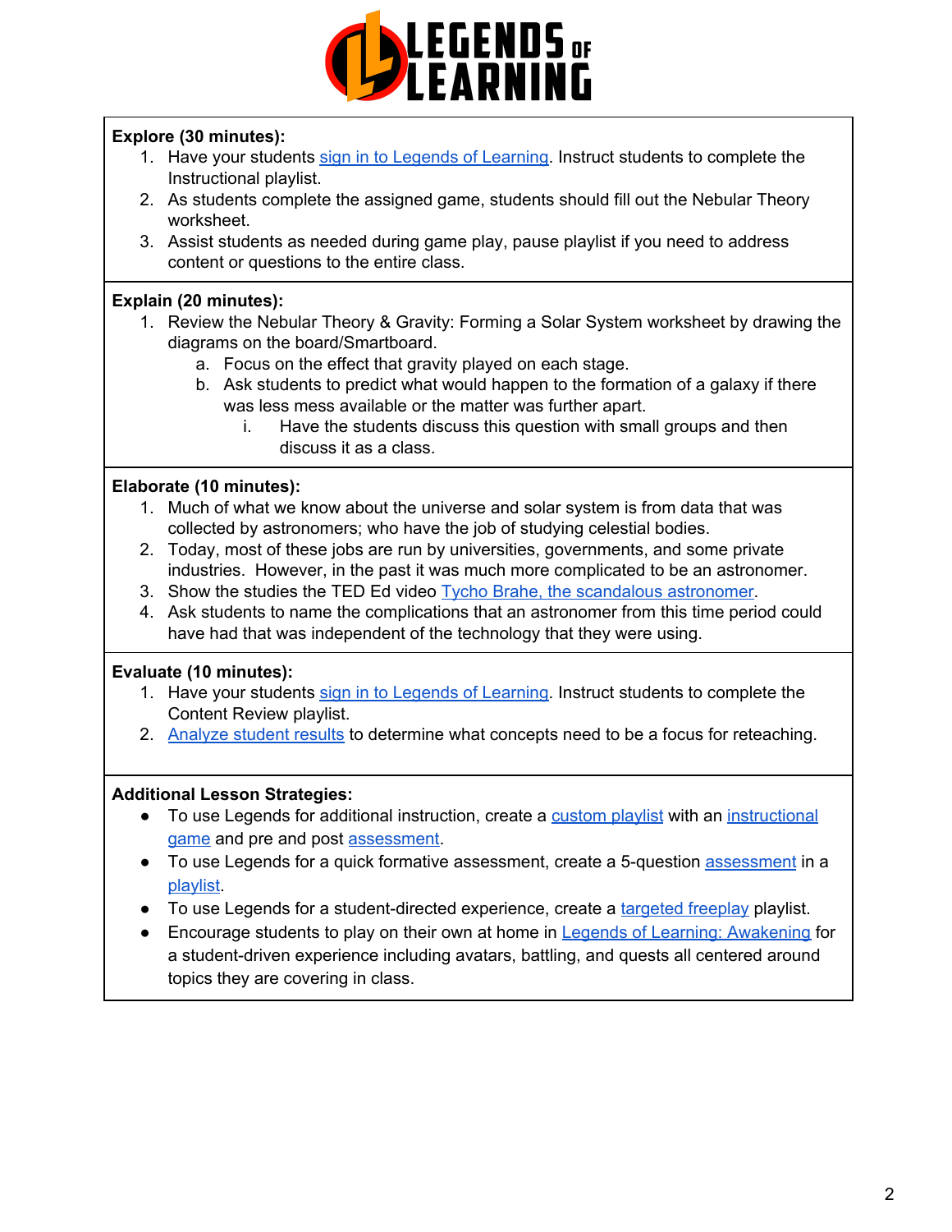**Explore (30 minutes):**

1. Have your students sign in to Legends of Learning. Instruct students to complete the Instructional playlist.
2. As students complete the assigned game, students should fill out the Nebular Theory worksheet.
3. Assist students as needed during game play, pause playlist if you need to address content or questions to the entire class.

**Explain (20 minutes):**

1. Review the Nebular Theory & Gravity: Forming a Solar System worksheet by drawing the diagrams on the board/Smartboard.
   a. Focus on the effect that gravity played on each stage.
   b. Ask students to predict what would happen to the formation of a galaxy if there was less mess available or the matter was further apart.
      i. Have the students discuss this question with small groups and then discuss it as a class.

**Elaborate (10 minutes):**

1. Much of what we know about the universe and solar system is from data that was collected by astronomers; who have the job of studying celestial bodies.
2. Today, most of these jobs are run by universities, governments, and some private industries. However, in the past it was much more complicated to be an astronomer.
3. Show the studies the TED Ed video Tycho Brahe, the scandalous astronomer.
4. Ask students to name the complications that an astronomer from this time period could have had that was independent of the technology that they were using.

**Evaluate (10 minutes):**

1. Have your students sign in to Legends of Learning. Instruct students to complete the Content Review playlist.
2. Analyze student results to determine what concepts need to be a focus for reteaching.

**Additional Lesson Strategies:**

- To use Legends for additional instruction, create a custom playlist with an instructional game and pre and post assessment.
- To use Legends for a quick formative assessment, create a 5-question assessment in a playlist.
- To use Legends for a student-directed experience, create a targeted freeplay playlist.
- Encourage students to play on their own at home in Legends of Learning: Awakening for a student-driven experience including avatars, battling, and quests all centered around topics they are covering in class.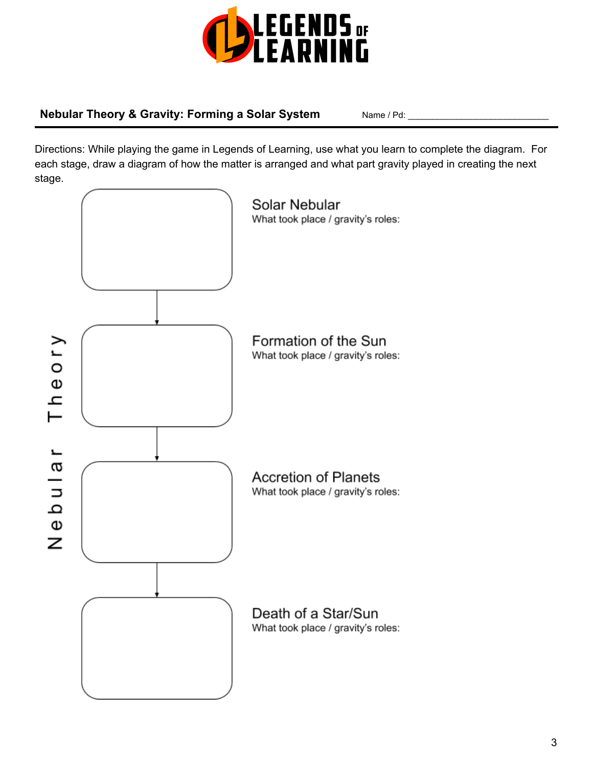LEGENDS OF LEARNING

**Nebular Theory & Gravity: Forming a Solar System** Name / Pd: ___________________________

Directions: While playing the game in Legends of Learning, use what you learn to complete the diagram. For each stage, draw a diagram of how the matter is arranged and what part gravity played in creating the next stage.

Nebular Theory

### Solar Nebular
What took place / gravity's roles:

### Formation of the Sun
What took place / gravity's roles:

### Accretion of Planets
What took place / gravity's roles:

### Death of a Star/Sun
What took place / gravity's roles: